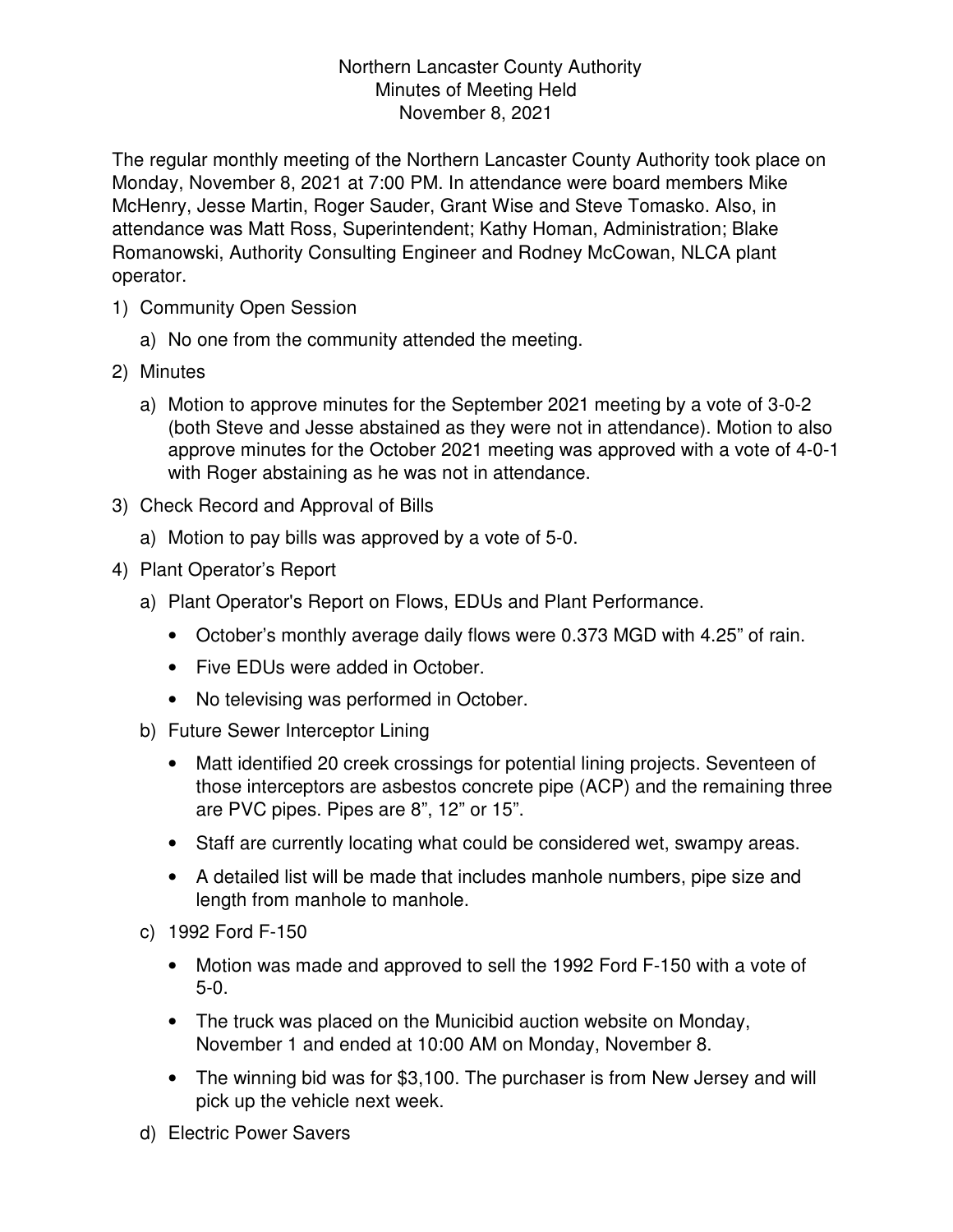Northern Lancaster County Authority
Minutes of Meeting Held
November 8, 2021

The regular monthly meeting of the Northern Lancaster County Authority took place on Monday, November 8, 2021 at 7:00 PM. In attendance were board members Mike McHenry, Jesse Martin, Roger Sauder, Grant Wise and Steve Tomasko. Also, in attendance was Matt Ross, Superintendent; Kathy Homan, Administration; Blake Romanowski, Authority Consulting Engineer and Rodney McCowan, NLCA plant operator.

1) Community Open Session
   a) No one from the community attended the meeting.
2) Minutes
   a) Motion to approve minutes for the September 2021 meeting by a vote of 3-0-2 (both Steve and Jesse abstained as they were not in attendance). Motion to also approve minutes for the October 2021 meeting was approved with a vote of 4-0-1 with Roger abstaining as he was not in attendance.
3) Check Record and Approval of Bills
   a) Motion to pay bills was approved by a vote of 5-0.
4) Plant Operator's Report
   a) Plant Operator's Report on Flows, EDUs and Plant Performance.
      - October's monthly average daily flows were 0.373 MGD with 4.25" of rain.
      - Five EDUs were added in October.
      - No televising was performed in October.
   b) Future Sewer Interceptor Lining
      - Matt identified 20 creek crossings for potential lining projects. Seventeen of those interceptors are asbestos concrete pipe (ACP) and the remaining three are PVC pipes. Pipes are 8", 12" or 15".
      - Staff are currently locating what could be considered wet, swampy areas.
      - A detailed list will be made that includes manhole numbers, pipe size and length from manhole to manhole.
   c) 1992 Ford F-150
      - Motion was made and approved to sell the 1992 Ford F-150 with a vote of 5-0.
      - The truck was placed on the Municibid auction website on Monday, November 1 and ended at 10:00 AM on Monday, November 8.
      - The winning bid was for $3,100. The purchaser is from New Jersey and will pick up the vehicle next week.
   d) Electric Power Savers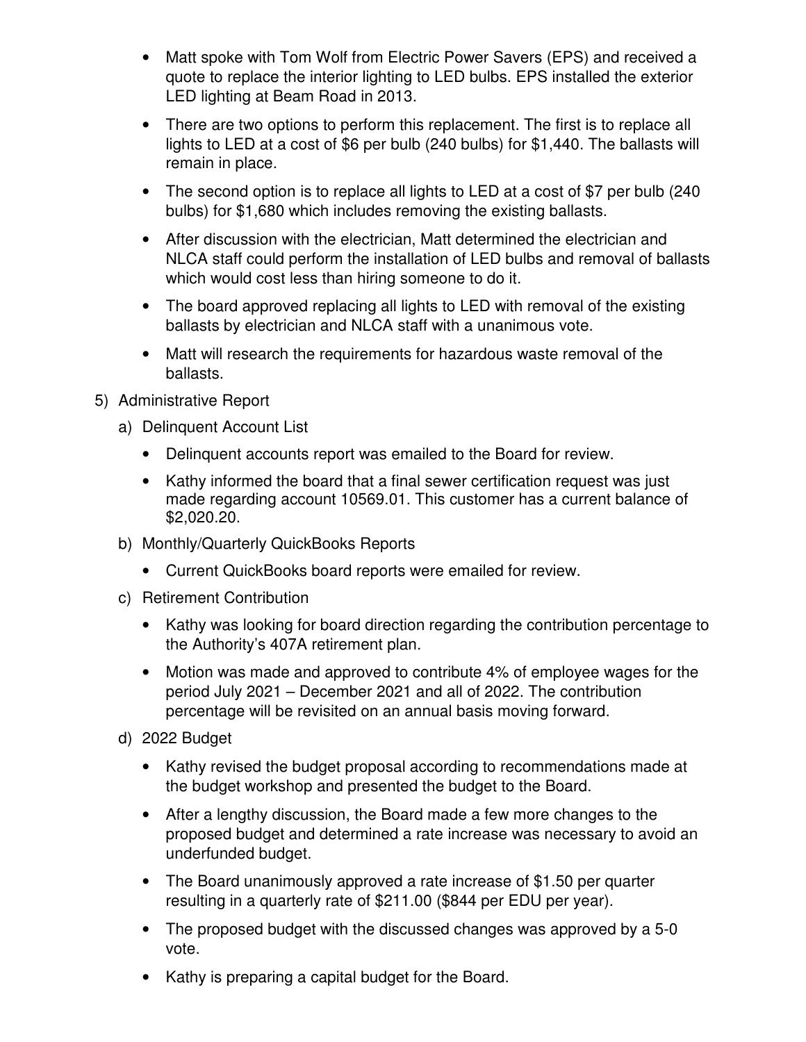- Matt spoke with Tom Wolf from Electric Power Savers (EPS) and received a quote to replace the interior lighting to LED bulbs. EPS installed the exterior LED lighting at Beam Road in 2013.
- There are two options to perform this replacement. The first is to replace all lights to LED at a cost of $6 per bulb (240 bulbs) for $1,440. The ballasts will remain in place.
- The second option is to replace all lights to LED at a cost of $7 per bulb (240 bulbs) for $1,680 which includes removing the existing ballasts.
- After discussion with the electrician, Matt determined the electrician and NLCA staff could perform the installation of LED bulbs and removal of ballasts which would cost less than hiring someone to do it.
- The board approved replacing all lights to LED with removal of the existing ballasts by electrician and NLCA staff with a unanimous vote.
- Matt will research the requirements for hazardous waste removal of the ballasts.

5) Administrative Report

   a) Delinquent Account List

      - Delinquent accounts report was emailed to the Board for review.
      - Kathy informed the board that a final sewer certification request was just made regarding account 10569.01. This customer has a current balance of $2,020.20.

   b) Monthly/Quarterly QuickBooks Reports

      - Current QuickBooks board reports were emailed for review.

   c) Retirement Contribution

      - Kathy was looking for board direction regarding the contribution percentage to the Authority's 407A retirement plan.
      - Motion was made and approved to contribute 4% of employee wages for the period July 2021 – December 2021 and all of 2022. The contribution percentage will be revisited on an annual basis moving forward.

   d) 2022 Budget

      - Kathy revised the budget proposal according to recommendations made at the budget workshop and presented the budget to the Board.
      - After a lengthy discussion, the Board made a few more changes to the proposed budget and determined a rate increase was necessary to avoid an underfunded budget.
      - The Board unanimously approved a rate increase of $1.50 per quarter resulting in a quarterly rate of $211.00 ($844 per EDU per year).
      - The proposed budget with the discussed changes was approved by a 5-0 vote.
      - Kathy is preparing a capital budget for the Board.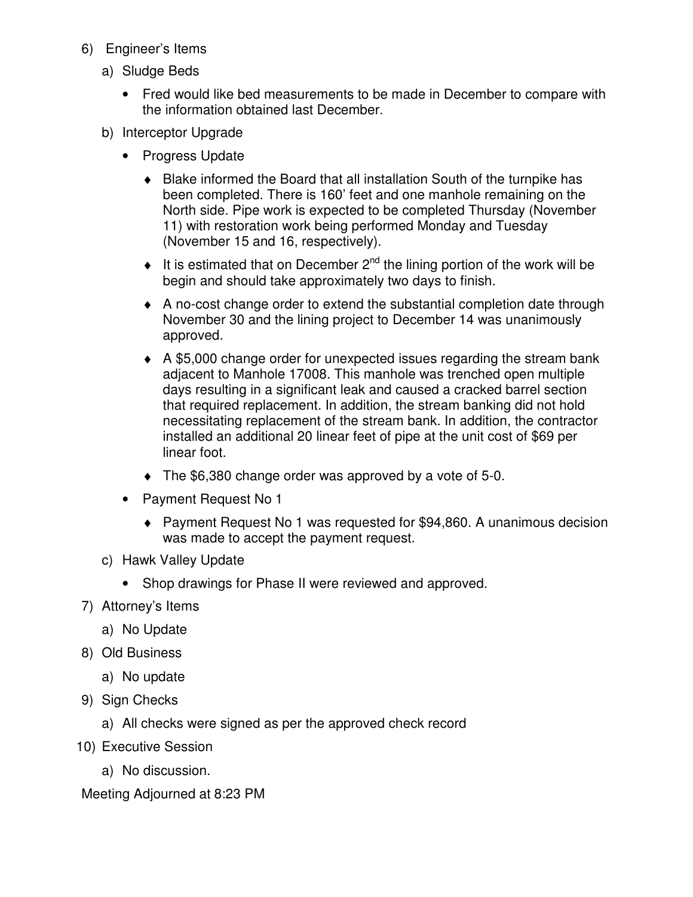6) Engineer's Items

   a) Sludge Beds

      - Fred would like bed measurements to be made in December to compare with the information obtained last December.

   b) Interceptor Upgrade

      - Progress Update

         - Blake informed the Board that all installation South of the turnpike has been completed. There is 160' feet and one manhole remaining on the North side. Pipe work is expected to be completed Thursday (November 11) with restoration work being performed Monday and Tuesday (November 15 and 16, respectively).
         - It is estimated that on December 2nd the lining portion of the work will be begin and should take approximately two days to finish.
         - A no-cost change order to extend the substantial completion date through November 30 and the lining project to December 14 was unanimously approved.
         - A $5,000 change order for unexpected issues regarding the stream bank adjacent to Manhole 17008. This manhole was trenched open multiple days resulting in a significant leak and caused a cracked barrel section that required replacement. In addition, the stream banking did not hold necessitating replacement of the stream bank. In addition, the contractor installed an additional 20 linear feet of pipe at the unit cost of $69 per linear foot.
         - The $6,380 change order was approved by a vote of 5-0.

      - Payment Request No 1

         - Payment Request No 1 was requested for $94,860. A unanimous decision was made to accept the payment request.

   c) Hawk Valley Update

      - Shop drawings for Phase II were reviewed and approved.

7) Attorney's Items

   a) No Update

8) Old Business

   a) No update

9) Sign Checks

   a) All checks were signed as per the approved check record

10) Executive Session

   a) No discussion.

Meeting Adjourned at 8:23 PM